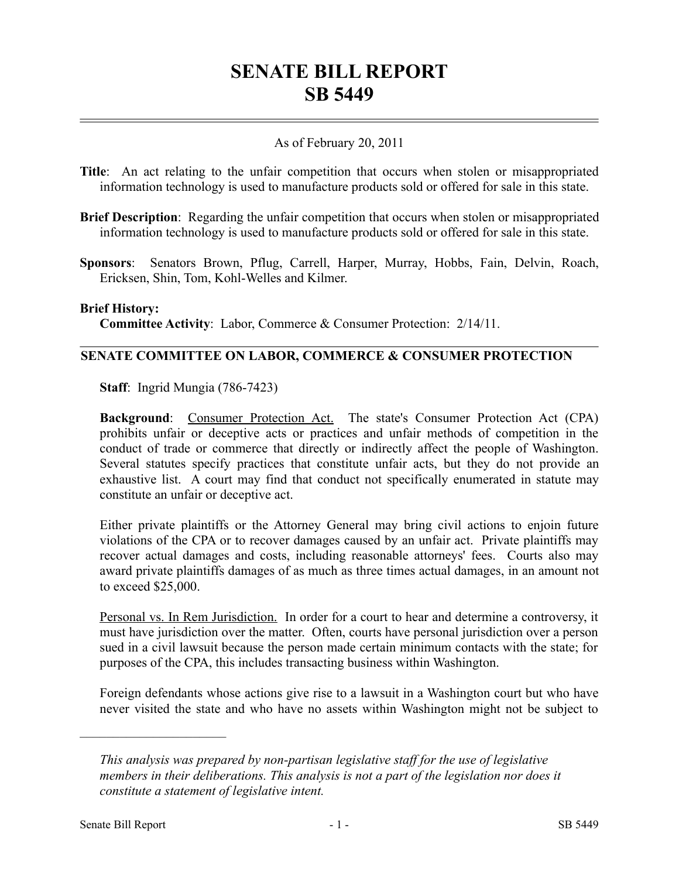# SENATE BILL REPORT
# SB 5449

As of February 20, 2011

**Title**: An act relating to the unfair competition that occurs when stolen or misappropriated information technology is used to manufacture products sold or offered for sale in this state.

**Brief Description**: Regarding the unfair competition that occurs when stolen or misappropriated information technology is used to manufacture products sold or offered for sale in this state.

**Sponsors**: Senators Brown, Pflug, Carrell, Harper, Murray, Hobbs, Fain, Delvin, Roach, Ericksen, Shin, Tom, Kohl-Welles and Kilmer.

**Brief History:**

**Committee Activity**: Labor, Commerce & Consumer Protection: 2/14/11.

## SENATE COMMITTEE ON LABOR, COMMERCE & CONSUMER PROTECTION

**Staff**: Ingrid Mungia (786-7423)

**Background**: Consumer Protection Act. The state's Consumer Protection Act (CPA) prohibits unfair or deceptive acts or practices and unfair methods of competition in the conduct of trade or commerce that directly or indirectly affect the people of Washington. Several statutes specify practices that constitute unfair acts, but they do not provide an exhaustive list. A court may find that conduct not specifically enumerated in statute may constitute an unfair or deceptive act.

Either private plaintiffs or the Attorney General may bring civil actions to enjoin future violations of the CPA or to recover damages caused by an unfair act. Private plaintiffs may recover actual damages and costs, including reasonable attorneys' fees. Courts also may award private plaintiffs damages of as much as three times actual damages, in an amount not to exceed $25,000.

Personal vs. In Rem Jurisdiction. In order for a court to hear and determine a controversy, it must have jurisdiction over the matter. Often, courts have personal jurisdiction over a person sued in a civil lawsuit because the person made certain minimum contacts with the state; for purposes of the CPA, this includes transacting business within Washington.

Foreign defendants whose actions give rise to a lawsuit in a Washington court but who have never visited the state and who have no assets within Washington might not be subject to

---

*This analysis was prepared by non-partisan legislative staff for the use of legislative members in their deliberations. This analysis is not a part of the legislation nor does it constitute a statement of legislative intent.*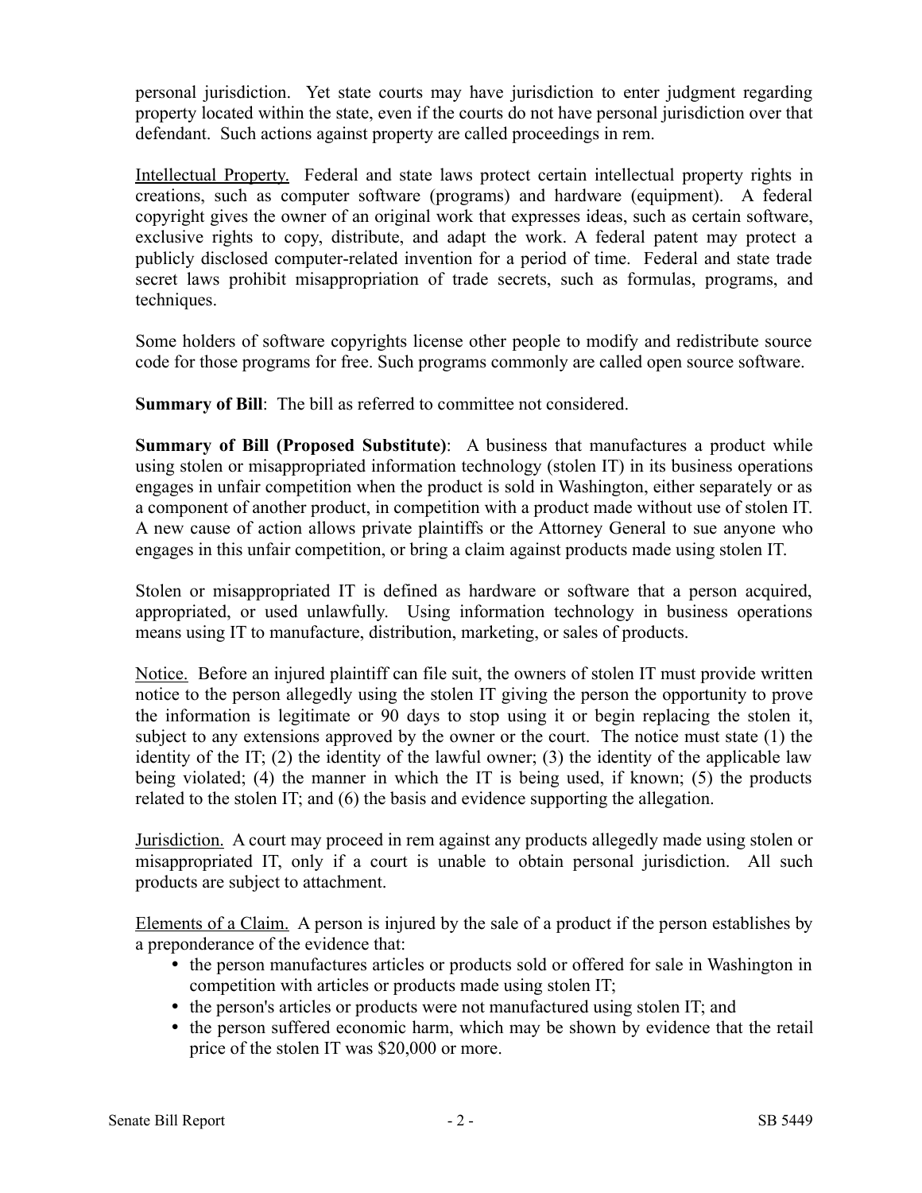personal jurisdiction. Yet state courts may have jurisdiction to enter judgment regarding property located within the state, even if the courts do not have personal jurisdiction over that defendant. Such actions against property are called proceedings in rem.

Intellectual Property. Federal and state laws protect certain intellectual property rights in creations, such as computer software (programs) and hardware (equipment). A federal copyright gives the owner of an original work that expresses ideas, such as certain software, exclusive rights to copy, distribute, and adapt the work. A federal patent may protect a publicly disclosed computer-related invention for a period of time. Federal and state trade secret laws prohibit misappropriation of trade secrets, such as formulas, programs, and techniques.

Some holders of software copyrights license other people to modify and redistribute source code for those programs for free. Such programs commonly are called open source software.

**Summary of Bill**: The bill as referred to committee not considered.

**Summary of Bill (Proposed Substitute)**: A business that manufactures a product while using stolen or misappropriated information technology (stolen IT) in its business operations engages in unfair competition when the product is sold in Washington, either separately or as a component of another product, in competition with a product made without use of stolen IT. A new cause of action allows private plaintiffs or the Attorney General to sue anyone who engages in this unfair competition, or bring a claim against products made using stolen IT.

Stolen or misappropriated IT is defined as hardware or software that a person acquired, appropriated, or used unlawfully. Using information technology in business operations means using IT to manufacture, distribution, marketing, or sales of products.

Notice. Before an injured plaintiff can file suit, the owners of stolen IT must provide written notice to the person allegedly using the stolen IT giving the person the opportunity to prove the information is legitimate or 90 days to stop using it or begin replacing the stolen it, subject to any extensions approved by the owner or the court. The notice must state (1) the identity of the IT; (2) the identity of the lawful owner; (3) the identity of the applicable law being violated; (4) the manner in which the IT is being used, if known; (5) the products related to the stolen IT; and (6) the basis and evidence supporting the allegation.

Jurisdiction. A court may proceed in rem against any products allegedly made using stolen or misappropriated IT, only if a court is unable to obtain personal jurisdiction. All such products are subject to attachment.

Elements of a Claim. A person is injured by the sale of a product if the person establishes by a preponderance of the evidence that:

- the person manufactures articles or products sold or offered for sale in Washington in competition with articles or products made using stolen IT;
- the person's articles or products were not manufactured using stolen IT; and
- the person suffered economic harm, which may be shown by evidence that the retail price of the stolen IT was $20,000 or more.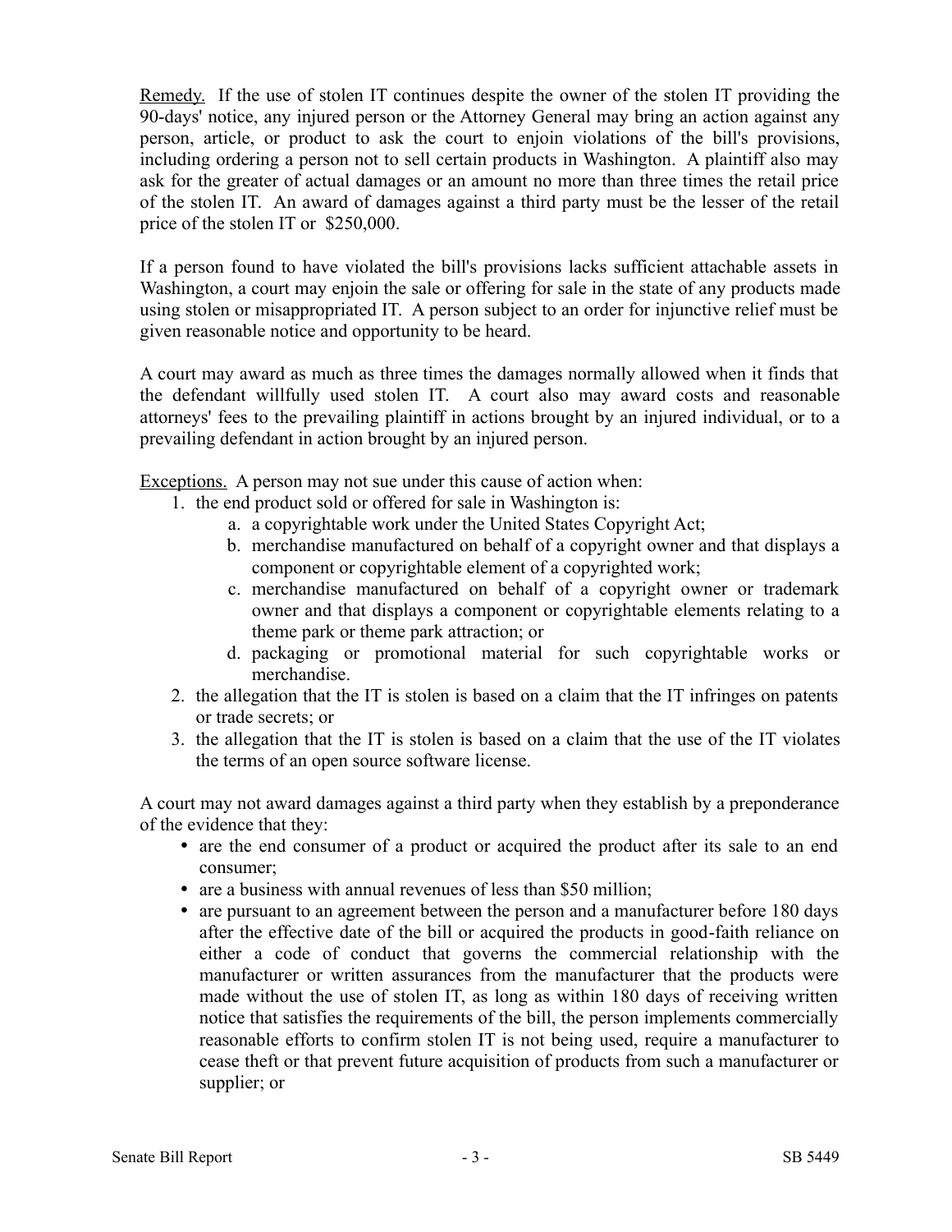Remedy. If the use of stolen IT continues despite the owner of the stolen IT providing the 90-days' notice, any injured person or the Attorney General may bring an action against any person, article, or product to ask the court to enjoin violations of the bill's provisions, including ordering a person not to sell certain products in Washington. A plaintiff also may ask for the greater of actual damages or an amount no more than three times the retail price of the stolen IT. An award of damages against a third party must be the lesser of the retail price of the stolen IT or $250,000.

If a person found to have violated the bill's provisions lacks sufficient attachable assets in Washington, a court may enjoin the sale or offering for sale in the state of any products made using stolen or misappropriated IT. A person subject to an order for injunctive relief must be given reasonable notice and opportunity to be heard.

A court may award as much as three times the damages normally allowed when it finds that the defendant willfully used stolen IT. A court also may award costs and reasonable attorneys' fees to the prevailing plaintiff in actions brought by an injured individual, or to a prevailing defendant in action brought by an injured person.

Exceptions. A person may not sue under this cause of action when:

1. the end product sold or offered for sale in Washington is:
   a. a copyrightable work under the United States Copyright Act;
   b. merchandise manufactured on behalf of a copyright owner and that displays a component or copyrightable element of a copyrighted work;
   c. merchandise manufactured on behalf of a copyright owner or trademark owner and that displays a component or copyrightable elements relating to a theme park or theme park attraction; or
   d. packaging or promotional material for such copyrightable works or merchandise.
2. the allegation that the IT is stolen is based on a claim that the IT infringes on patents or trade secrets; or
3. the allegation that the IT is stolen is based on a claim that the use of the IT violates the terms of an open source software license.

A court may not award damages against a third party when they establish by a preponderance of the evidence that they:

- are the end consumer of a product or acquired the product after its sale to an end consumer;
- are a business with annual revenues of less than $50 million;
- are pursuant to an agreement between the person and a manufacturer before 180 days after the effective date of the bill or acquired the products in good-faith reliance on either a code of conduct that governs the commercial relationship with the manufacturer or written assurances from the manufacturer that the products were made without the use of stolen IT, as long as within 180 days of receiving written notice that satisfies the requirements of the bill, the person implements commercially reasonable efforts to confirm stolen IT is not being used, require a manufacturer to cease theft or that prevent future acquisition of products from such a manufacturer or supplier; or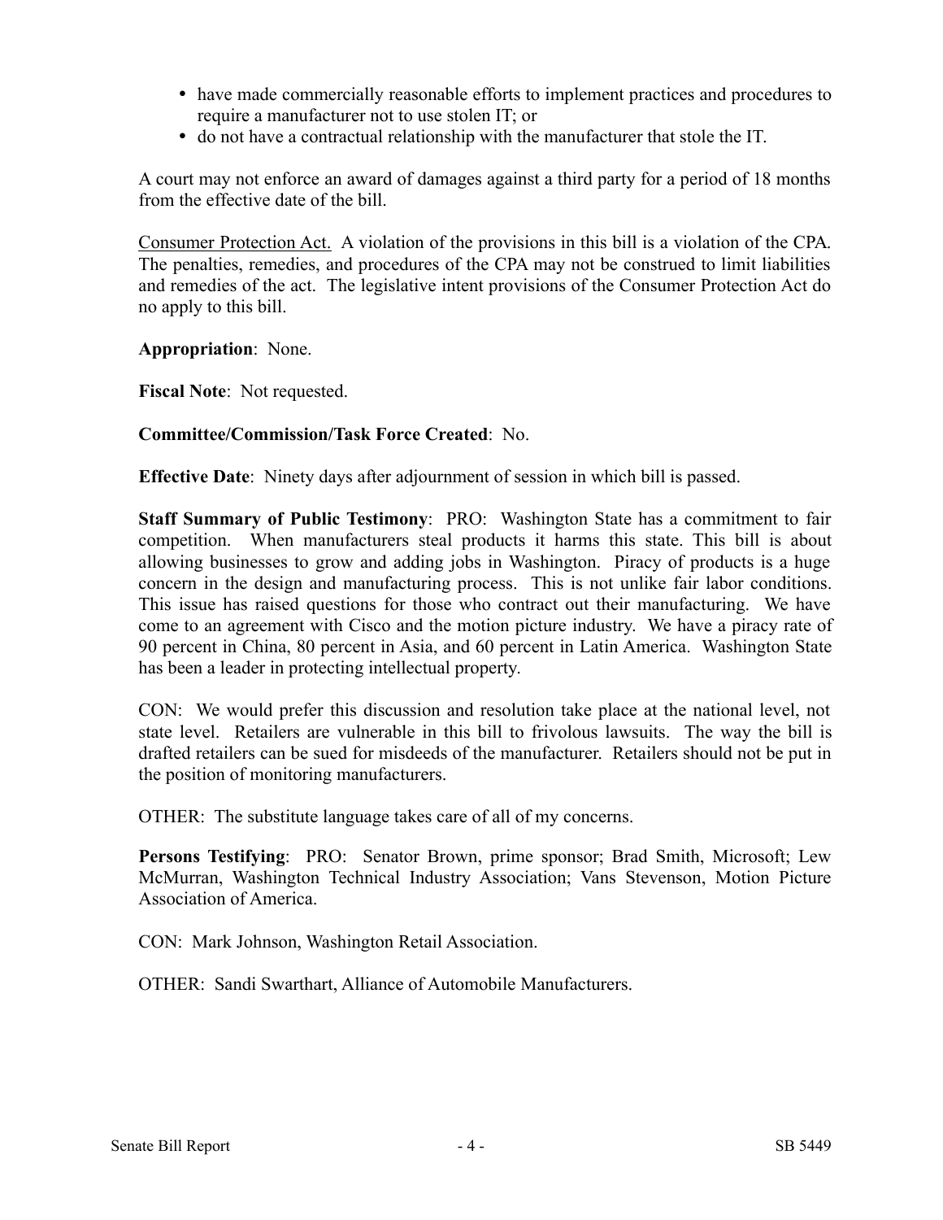- have made commercially reasonable efforts to implement practices and procedures to require a manufacturer not to use stolen IT; or
- do not have a contractual relationship with the manufacturer that stole the IT.

A court may not enforce an award of damages against a third party for a period of 18 months from the effective date of the bill.

Consumer Protection Act. A violation of the provisions in this bill is a violation of the CPA. The penalties, remedies, and procedures of the CPA may not be construed to limit liabilities and remedies of the act. The legislative intent provisions of the Consumer Protection Act do no apply to this bill.

**Appropriation**: None.

**Fiscal Note**: Not requested.

**Committee/Commission/Task Force Created**: No.

**Effective Date**: Ninety days after adjournment of session in which bill is passed.

**Staff Summary of Public Testimony**: PRO: Washington State has a commitment to fair competition. When manufacturers steal products it harms this state. This bill is about allowing businesses to grow and adding jobs in Washington. Piracy of products is a huge concern in the design and manufacturing process. This is not unlike fair labor conditions. This issue has raised questions for those who contract out their manufacturing. We have come to an agreement with Cisco and the motion picture industry. We have a piracy rate of 90 percent in China, 80 percent in Asia, and 60 percent in Latin America. Washington State has been a leader in protecting intellectual property.

CON: We would prefer this discussion and resolution take place at the national level, not state level. Retailers are vulnerable in this bill to frivolous lawsuits. The way the bill is drafted retailers can be sued for misdeeds of the manufacturer. Retailers should not be put in the position of monitoring manufacturers.

OTHER: The substitute language takes care of all of my concerns.

**Persons Testifying**: PRO: Senator Brown, prime sponsor; Brad Smith, Microsoft; Lew McMurran, Washington Technical Industry Association; Vans Stevenson, Motion Picture Association of America.

CON: Mark Johnson, Washington Retail Association.

OTHER: Sandi Swarthart, Alliance of Automobile Manufacturers.